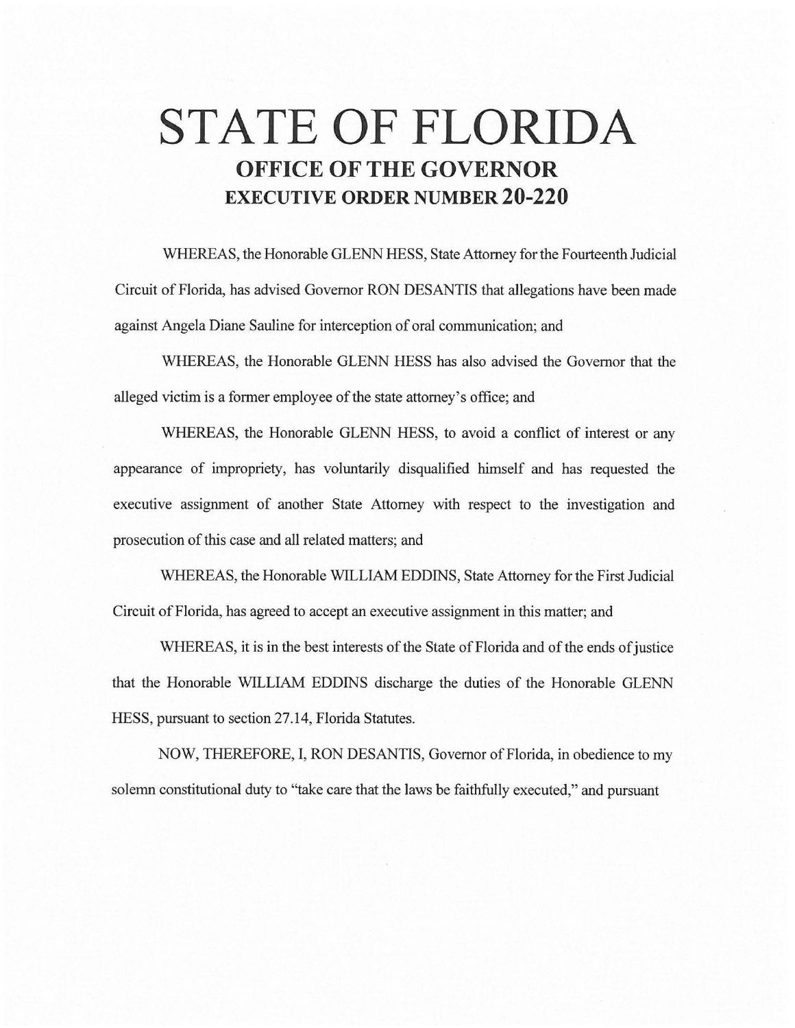# STATE OF FLORIDA

## OFFICE OF THE GOVERNOR

## EXECUTIVE ORDER NUMBER 20-220

WHEREAS, the Honorable GLENN HESS, State Attorney for the Fourteenth Judicial Circuit of Florida, has advised Governor RON DESANTIS that allegations have been made against Angela Diane Sauline for interception of oral communication; and

WHEREAS, the Honorable GLENN HESS has also advised the Governor that the alleged victim is a former employee of the state attorney's office; and

WHEREAS, the Honorable GLENN HESS, to avoid a conflict of interest or any appearance of impropriety, has voluntarily disqualified himself and has requested the executive assignment of another State Attorney with respect to the investigation and prosecution of this case and all related matters; and

WHEREAS, the Honorable WILLIAM EDDINS, State Attorney for the First Judicial Circuit of Florida, has agreed to accept an executive assignment in this matter; and

WHEREAS, it is in the best interests of the State of Florida and of the ends of justice that the Honorable WILLIAM EDDINS discharge the duties of the Honorable GLENN HESS, pursuant to section 27.14, Florida Statutes.

NOW, THEREFORE, I, RON DESANTIS, Governor of Florida, in obedience to my solemn constitutional duty to "take care that the laws be faithfully executed," and pursuant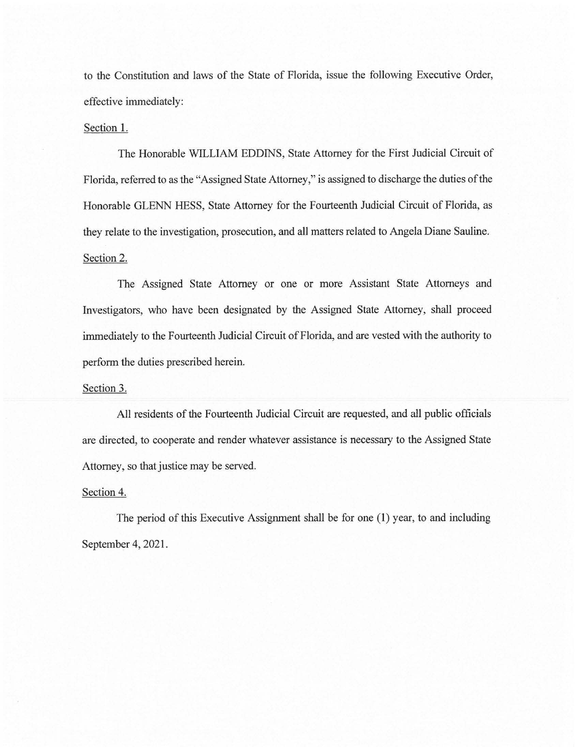to the Constitution and laws of the State of Florida, issue the following Executive Order, effective immediately:

Section 1.

The Honorable WILLIAM EDDINS, State Attorney for the First Judicial Circuit of Florida, referred to as the "Assigned State Attorney," is assigned to discharge the duties of the Honorable GLENN HESS, State Attorney for the Fourteenth Judicial Circuit of Florida, as they relate to the investigation, prosecution, and all matters related to Angela Diane Sauline.

Section 2.

The Assigned State Attorney or one or more Assistant State Attorneys and Investigators, who have been designated by the Assigned State Attorney, shall proceed immediately to the Fourteenth Judicial Circuit of Florida, and are vested with the authority to perform the duties prescribed herein.

Section 3.

All residents of the Fourteenth Judicial Circuit are requested, and all public officials are directed, to cooperate and render whatever assistance is necessary to the Assigned State Attorney, so that justice may be served.

Section 4.

The period of this Executive Assignment shall be for one (1) year, to and including September 4, 2021.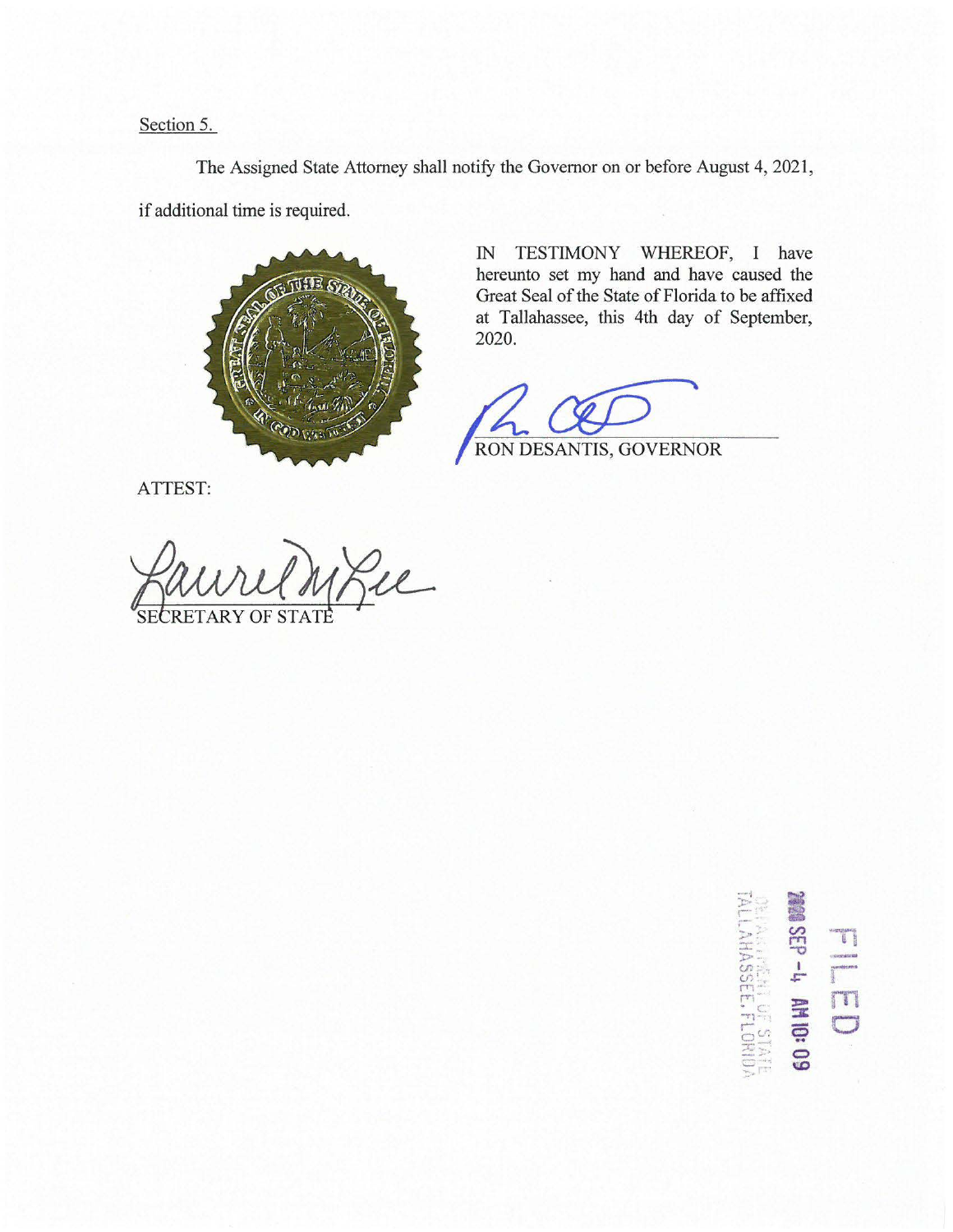Section 5.

The Assigned State Attorney shall notify the Governor on or before August 4, 2021, if additional time is required.

IN TESTIMONY WHEREOF, I have hereunto set my hand and have caused the Great Seal of the State of Florida to be affixed at Tallahassee, this 4th day of September, 2020.

RON DESANTIS, GOVERNOR

ATTEST:

SECRETARY OF STATE

FILED

2020 SEP -4 AM 10:09

DEPARTMENT OF STATE
TALLAHASSEE, FLORIDA